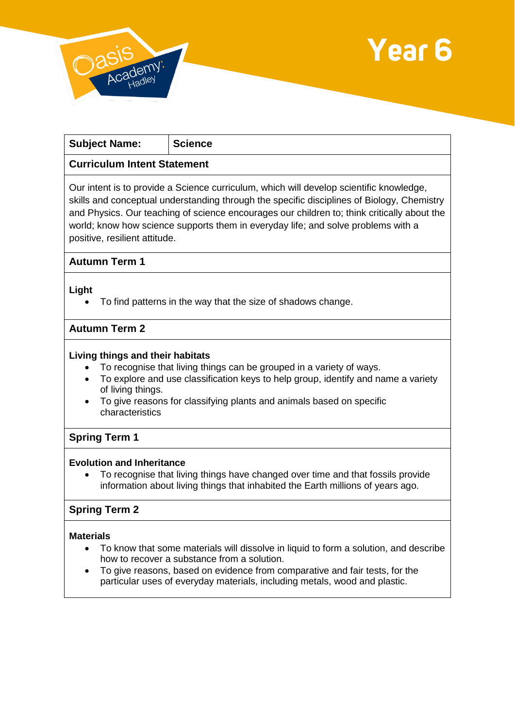# Year 6

| Subject Name: | Science |
|---|---|

## Curriculum Intent Statement

Our intent is to provide a Science curriculum, which will develop scientific knowledge, skills and conceptual understanding through the specific disciplines of Biology, Chemistry and Physics. Our teaching of science encourages our children to; think critically about the world; know how science supports them in everyday life; and solve problems with a positive, resilient attitude.

## Autumn Term 1

**Light**

- To find patterns in the way that the size of shadows change.

## Autumn Term 2

**Living things and their habitats**

- To recognise that living things can be grouped in a variety of ways.
- To explore and use classification keys to help group, identify and name a variety of living things.
- To give reasons for classifying plants and animals based on specific characteristics

## Spring Term 1

**Evolution and Inheritance**

- To recognise that living things have changed over time and that fossils provide information about living things that inhabited the Earth millions of years ago.

## Spring Term 2

**Materials**

- To know that some materials will dissolve in liquid to form a solution, and describe how to recover a substance from a solution.
- To give reasons, based on evidence from comparative and fair tests, for the particular uses of everyday materials, including metals, wood and plastic.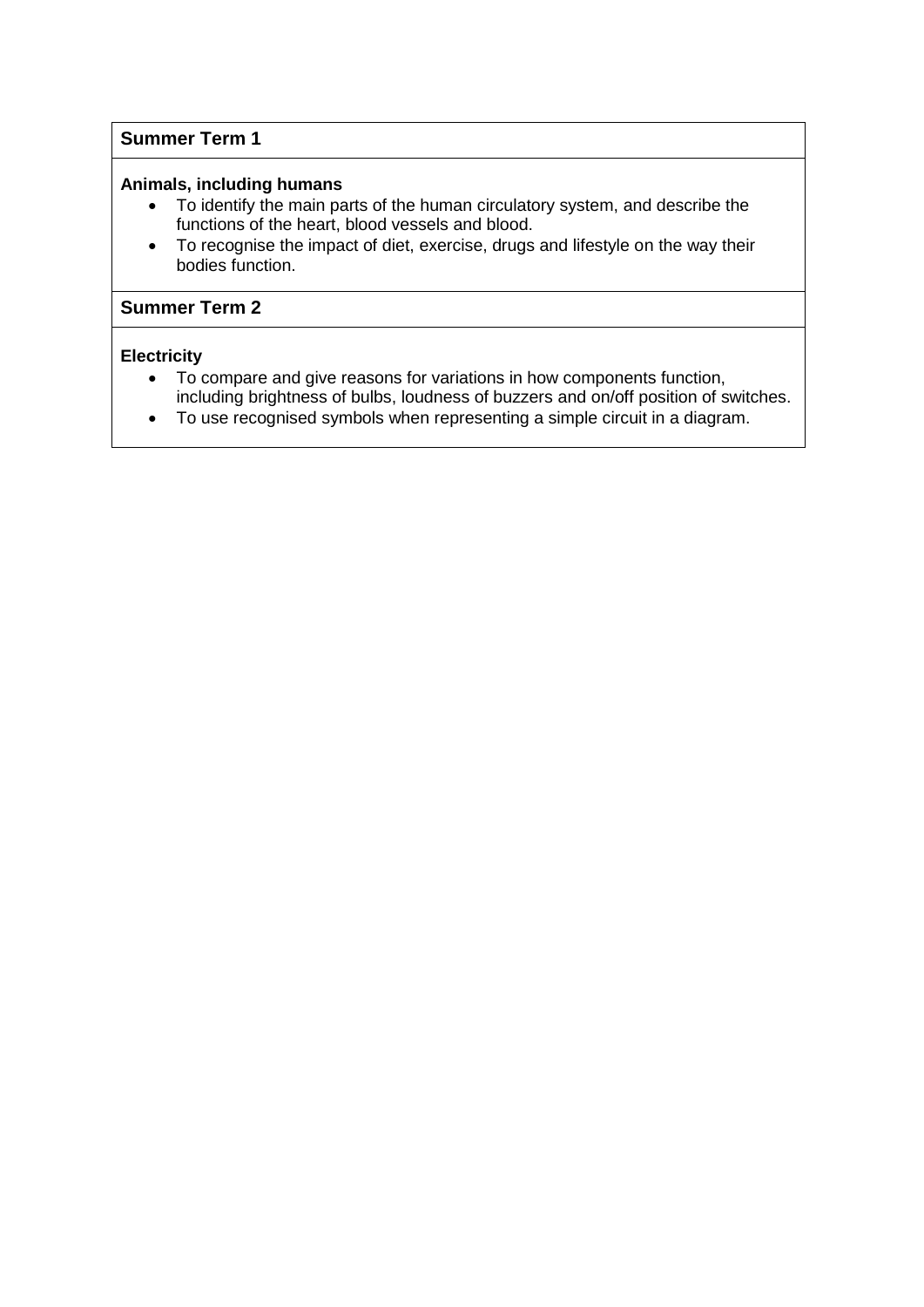## Summer Term 1

**Animals, including humans**

- To identify the main parts of the human circulatory system, and describe the functions of the heart, blood vessels and blood.
- To recognise the impact of diet, exercise, drugs and lifestyle on the way their bodies function.

## Summer Term 2

**Electricity**

- To compare and give reasons for variations in how components function, including brightness of bulbs, loudness of buzzers and on/off position of switches.
- To use recognised symbols when representing a simple circuit in a diagram.